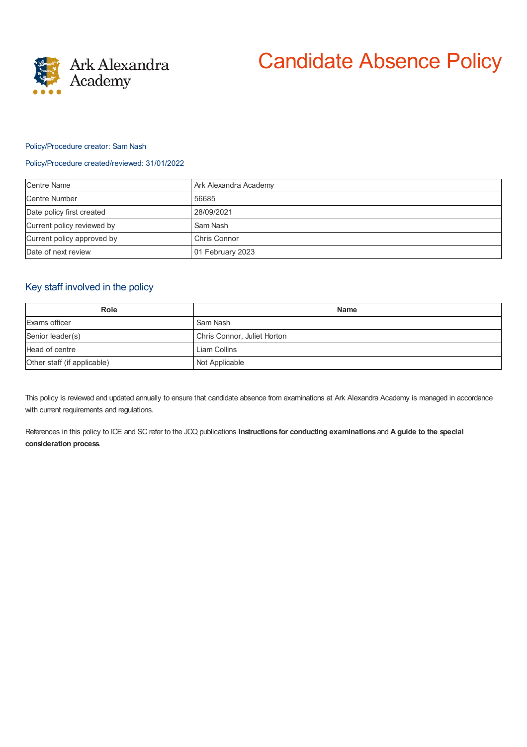Ark Alexandra Academy

# Candidate Absence Policy

Policy/Procedure creator: Sam Nash

Policy/Procedure created/reviewed: 31/01/2022

| Centre Name | Ark Alexandra Academy |
|---|---|
| Centre Number | 56685 |
| Date policy first created | 28/09/2021 |
| Current policy reviewed by | Sam Nash |
| Current policy approved by | Chris Connor |
| Date of next review | 01 February 2023 |

## Key staff involved in the policy

| Role | Name |
|---|---|
| Exams officer | Sam Nash |
| Senior leader(s) | Chris Connor, Juliet Horton |
| Head of centre | Liam Collins |
| Other staff (if applicable) | Not Applicable |

This policy is reviewed and updated annually to ensure that candidate absence from examinations at Ark Alexandra Academy is managed in accordance with current requirements and regulations.

References in this policy to ICE and SC refer to the JCQ publications **Instructions for conducting examinations** and **A guide to the special consideration process**.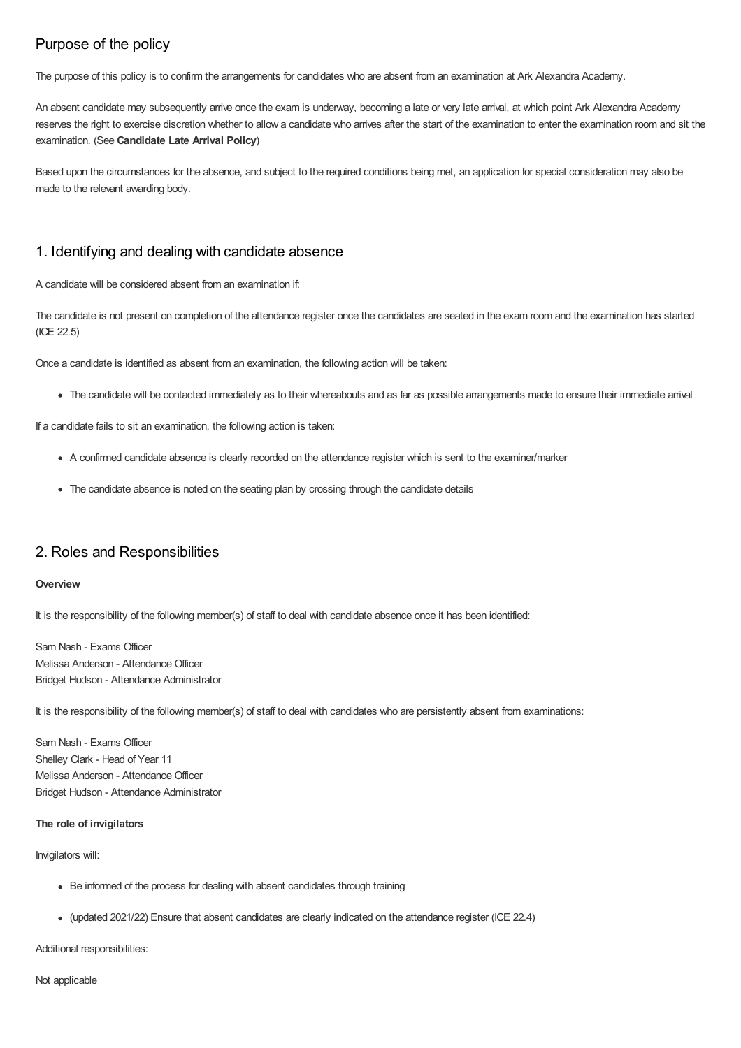## Purpose of the policy

The purpose of this policy is to confirm the arrangements for candidates who are absent from an examination at Ark Alexandra Academy.

An absent candidate may subsequently arrive once the exam is underway, becoming a late or very late arrival, at which point Ark Alexandra Academy reserves the right to exercise discretion whether to allow a candidate who arrives after the start of the examination to enter the examination room and sit the examination. (See **Candidate Late Arrival Policy**)

Based upon the circumstances for the absence, and subject to the required conditions being met, an application for special consideration may also be made to the relevant awarding body.

## 1. Identifying and dealing with candidate absence

A candidate will be considered absent from an examination if:

The candidate is not present on completion of the attendance register once the candidates are seated in the exam room and the examination has started (ICE 22.5)

Once a candidate is identified as absent from an examination, the following action will be taken:

- The candidate will be contacted immediately as to their whereabouts and as far as possible arrangements made to ensure their immediate arrival

If a candidate fails to sit an examination, the following action is taken:

- A confirmed candidate absence is clearly recorded on the attendance register which is sent to the examiner/marker
- The candidate absence is noted on the seating plan by crossing through the candidate details

## 2. Roles and Responsibilities

**Overview**

It is the responsibility of the following member(s) of staff to deal with candidate absence once it has been identified:

Sam Nash - Exams Officer
Melissa Anderson - Attendance Officer
Bridget Hudson - Attendance Administrator

It is the responsibility of the following member(s) of staff to deal with candidates who are persistently absent from examinations:

Sam Nash - Exams Officer
Shelley Clark - Head of Year 11
Melissa Anderson - Attendance Officer
Bridget Hudson - Attendance Administrator

**The role of invigilators**

Invigilators will:

- Be informed of the process for dealing with absent candidates through training
- (updated 2021/22) Ensure that absent candidates are clearly indicated on the attendance register (ICE 22.4)

Additional responsibilities:

Not applicable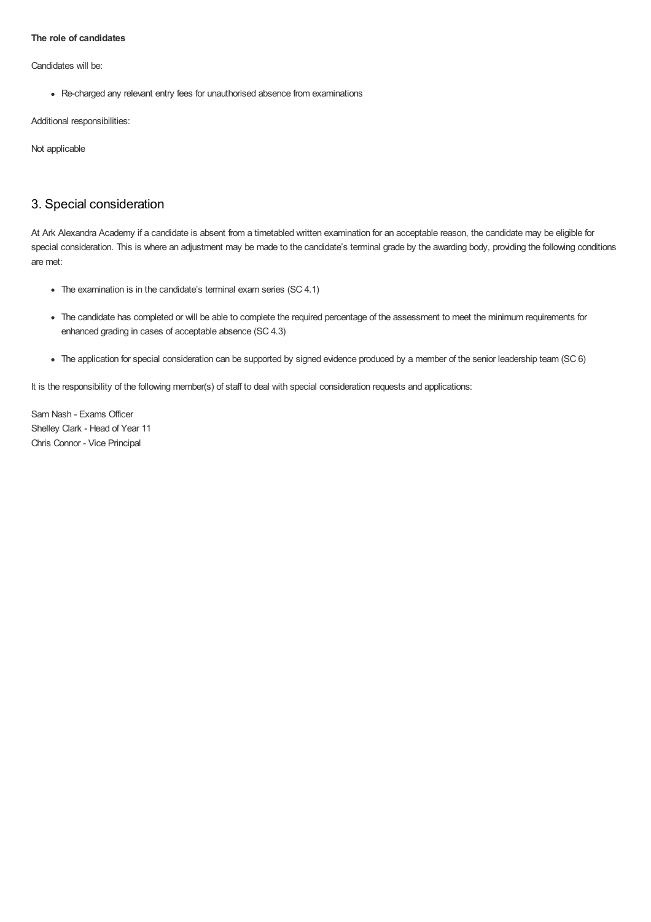**The role of candidates**

Candidates will be:

- Re-charged any relevant entry fees for unauthorised absence from examinations

Additional responsibilities:

Not applicable

## 3. Special consideration

At Ark Alexandra Academy if a candidate is absent from a timetabled written examination for an acceptable reason, the candidate may be eligible for special consideration. This is where an adjustment may be made to the candidate's terminal grade by the awarding body, providing the following conditions are met:

- The examination is in the candidate's terminal exam series (SC 4.1)
- The candidate has completed or will be able to complete the required percentage of the assessment to meet the minimum requirements for enhanced grading in cases of acceptable absence (SC 4.3)
- The application for special consideration can be supported by signed evidence produced by a member of the senior leadership team (SC 6)

It is the responsibility of the following member(s) of staff to deal with special consideration requests and applications:

Sam Nash - Exams Officer
Shelley Clark - Head of Year 11
Chris Connor - Vice Principal